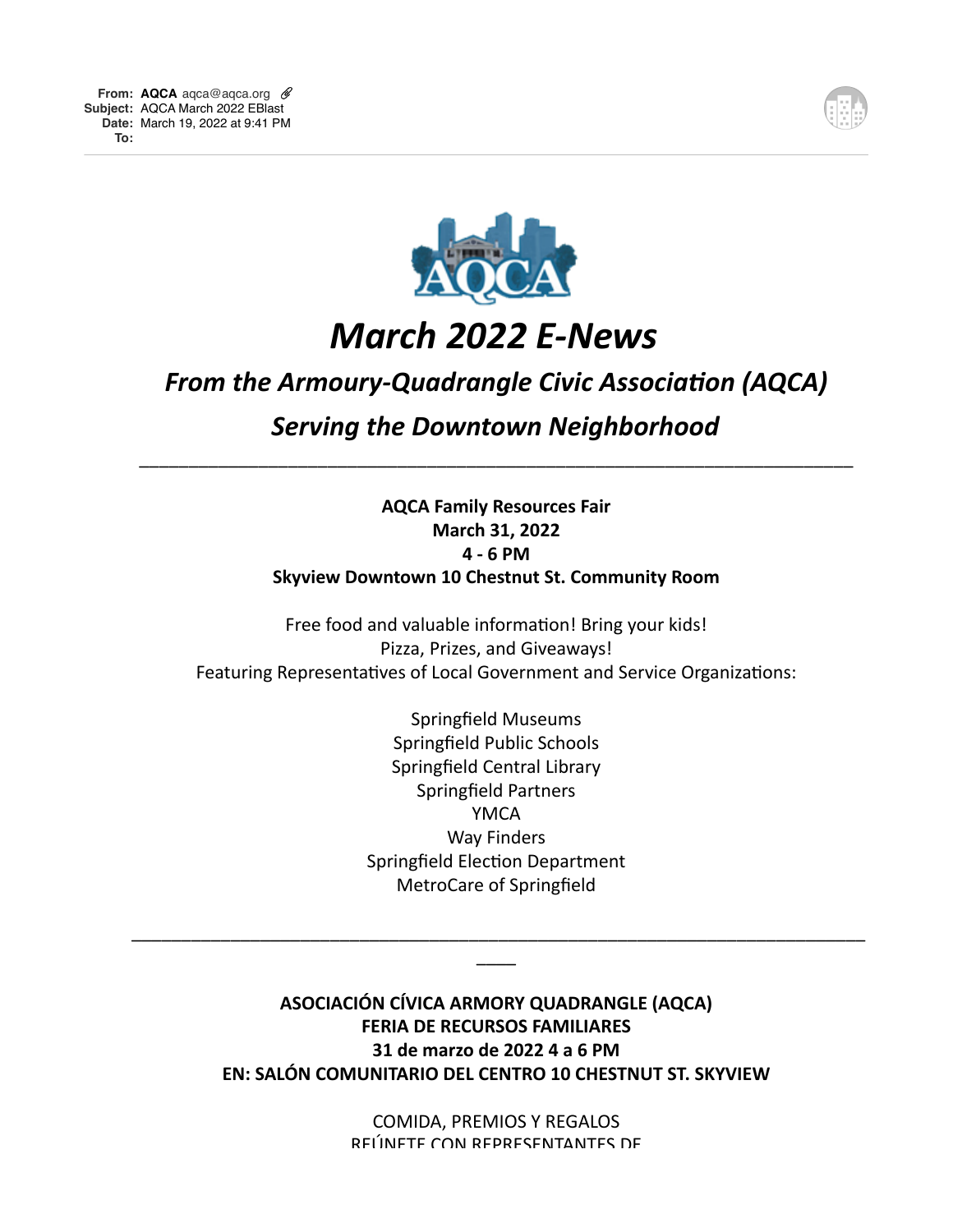**From:** **AQCA** aqca@aqca.org
**Subject:** AQCA March 2022 EBlast
**Date:** March 19, 2022 at 9:41 PM
**To:**

# *March 2022 E-News*

## *From the Armoury-Quadrangle Civic Association (AQCA)*

## *Serving the Downtown Neighborhood*

---

**AQCA Family Resources Fair**
**March 31, 2022**
**4 - 6 PM**
**Skyview Downtown 10 Chestnut St. Community Room**

Free food and valuable information! Bring your kids!
Pizza, Prizes, and Giveaways!
Featuring Representatives of Local Government and Service Organizations:

Springfield Museums
Springfield Public Schools
Springfield Central Library
Springfield Partners
YMCA
Way Finders
Springfield Election Department
MetroCare of Springfield

---

**ASOCIACIÓN CÍVICA ARMORY QUADRANGLE (AQCA)**
**FERIA DE RECURSOS FAMILIARES**
**31 de marzo de 2022 4 a 6 PM**
**EN: SALÓN COMUNITARIO DEL CENTRO 10 CHESTNUT ST. SKYVIEW**

COMIDA, PREMIOS Y REGALOS
REÚNETE CON REPRESENTANTES DE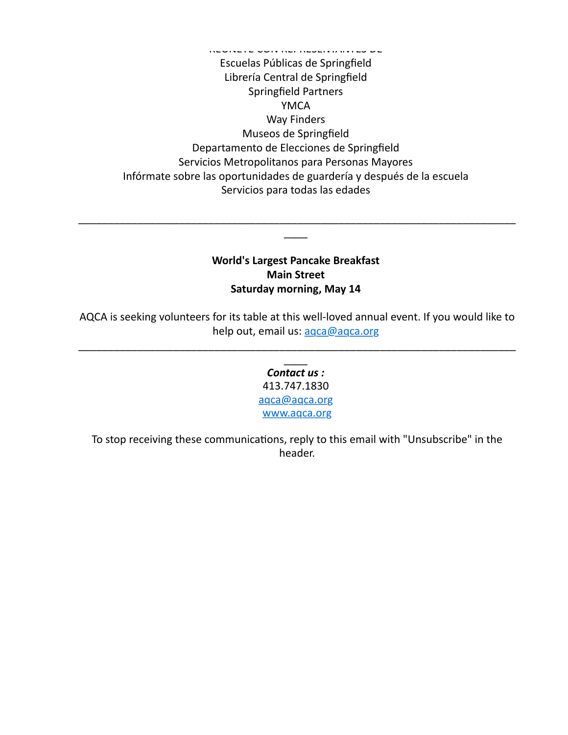REÚNETE CON REPRESENTANTES DE

Escuelas Públicas de Springfield
Librería Central de Springfield
Springfield Partners
YMCA
Way Finders
Museos de Springfield
Departamento de Elecciones de Springfield
Servicios Metropolitanos para Personas Mayores
Infórmate sobre las oportunidades de guardería y después de la escuela
Servicios para todas las edades

---

**World's Largest Pancake Breakfast**
**Main Street**
**Saturday morning, May 14**

AQCA is seeking volunteers for its table at this well-loved annual event. If you would like to help out, email us: aqca@aqca.org

---

***Contact us :***
413.747.1830
aqca@aqca.org
www.aqca.org

To stop receiving these communications, reply to this email with "Unsubscribe" in the header.